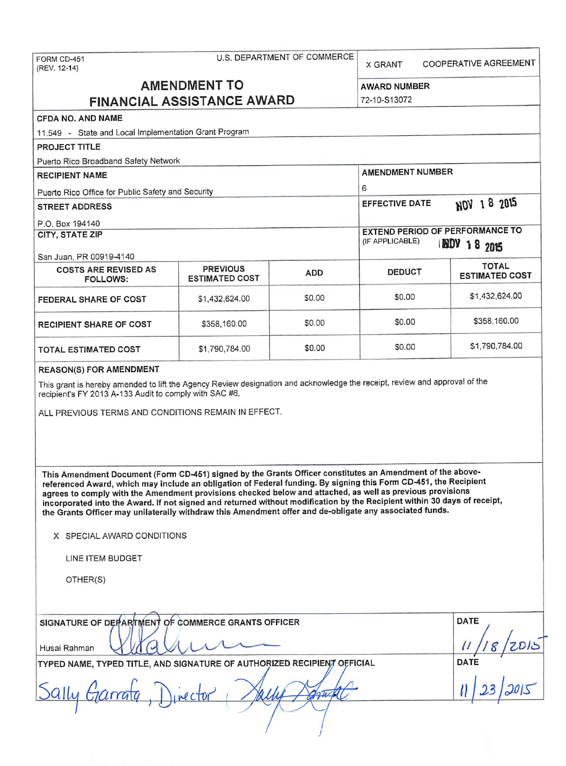FORM CD-451
(REV. 12-14)

U.S. DEPARTMENT OF COMMERCE

X GRANT COOPERATIVE AGREEMENT

# AMENDMENT TO FINANCIAL ASSISTANCE AWARD

**AWARD NUMBER**
72-10-S13072

**CFDA NO. AND NAME**
11.549 - State and Local Implementation Grant Program

**PROJECT TITLE**
Puerto Rico Broadband Safety Network

**RECIPIENT NAME**
Puerto Rico Office for Public Safety and Security

**AMENDMENT NUMBER**
6

**STREET ADDRESS**
P.O. Box 194140

**EFFECTIVE DATE** NOV 18 2015

**CITY, STATE ZIP**
San Juan, PR 00919-4140

**EXTEND PERIOD OF PERFORMANCE TO** (IF APPLICABLE) NOV 18 2015

| COSTS ARE REVISED AS FOLLOWS: | PREVIOUS ESTIMATED COST | ADD | DEDUCT | TOTAL ESTIMATED COST |
|---|---|---|---|---|
| FEDERAL SHARE OF COST | $1,432,624.00 | $0.00 | $0.00 | $1,432,624.00 |
| RECIPIENT SHARE OF COST | $358,160.00 | $0.00 | $0.00 | $358,160.00 |
| TOTAL ESTIMATED COST | $1,790,784.00 | $0.00 | $0.00 | $1,790,784.00 |

**REASON(S) FOR AMENDMENT**

This grant is hereby amended to lift the Agency Review designation and acknowledge the receipt, review and approval of the recipient's FY 2013 A-133 Audit to comply with SAC #6.

ALL PREVIOUS TERMS AND CONDITIONS REMAIN IN EFFECT.

**This Amendment Document (Form CD-451) signed by the Grants Officer constitutes an Amendment of the above-referenced Award, which may include an obligation of Federal funding. By signing this Form CD-451, the Recipient agrees to comply with the Amendment provisions checked below and attached, as well as previous provisions incorporated into the Award. If not signed and returned without modification by the Recipient within 30 days of receipt, the Grants Officer may unilaterally withdraw this Amendment offer and de-obligate any associated funds.**

X SPECIAL AWARD CONDITIONS

LINE ITEM BUDGET

OTHER(S)

**SIGNATURE OF DEPARTMENT OF COMMERCE GRANTS OFFICER**
Husai Rahman

**DATE**
11/18/2015

**TYPED NAME, TYPED TITLE, AND SIGNATURE OF AUTHORIZED RECIPIENT OFFICIAL**
Sally Garrafa, Director

**DATE**
11/23/2015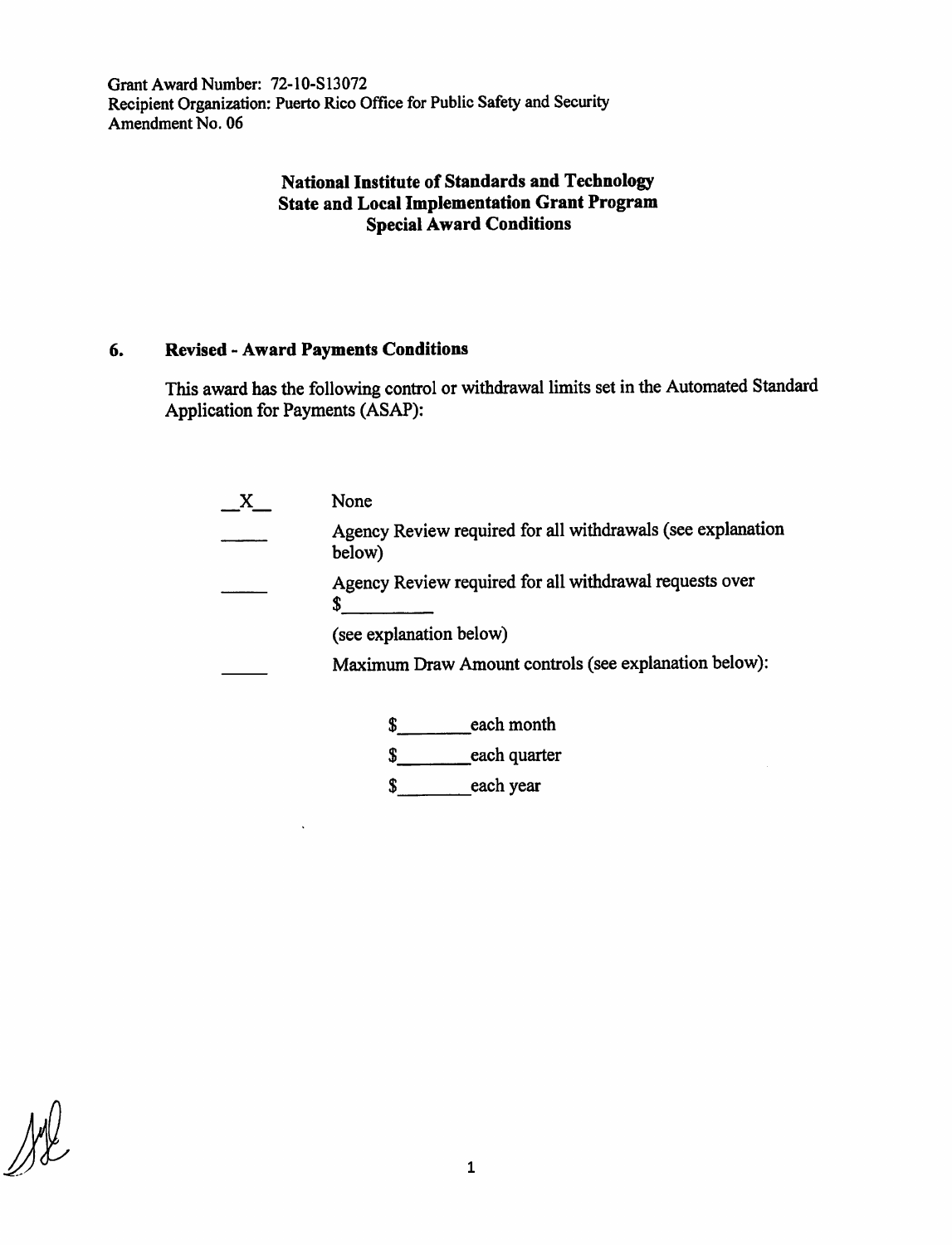Grant Award Number: 72-10-S13072
Recipient Organization: Puerto Rico Office for Public Safety and Security
Amendment No. 06

**National Institute of Standards and Technology**
**State and Local Implementation Grant Program**
**Special Award Conditions**

## 6. Revised - Award Payments Conditions

This award has the following control or withdrawal limits set in the Automated Standard Application for Payments (ASAP):

- \_\_X\_\_ None
- \_\_\_\_\_ Agency Review required for all withdrawals (see explanation below)
- \_\_\_\_\_ Agency Review required for all withdrawal requests over $\_\_\_\_\_\_\_\_ (see explanation below)
- \_\_\_\_\_ Maximum Draw Amount controls (see explanation below):

  $\_\_\_\_\_\_\_\_ each month
  $\_\_\_\_\_\_\_\_ each quarter
  $\_\_\_\_\_\_\_\_ each year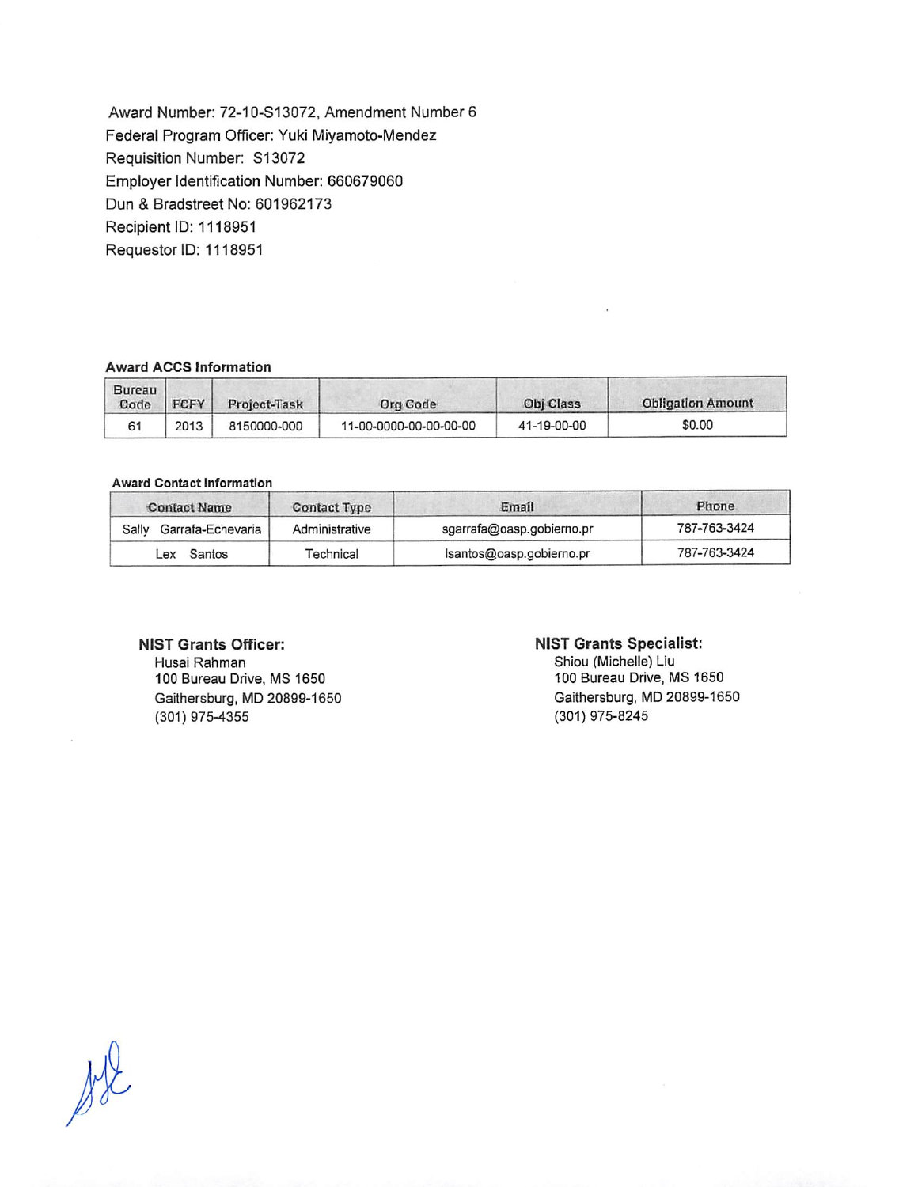Award Number: 72-10-S13072, Amendment Number 6
Federal Program Officer: Yuki Miyamoto-Mendez
Requisition Number: S13072
Employer Identification Number: 660679060
Dun & Bradstreet No: 601962173
Recipient ID: 1118951
Requestor ID: 1118951

**Award ACCS Information**

| Bureau Code | FCFY | Project-Task | Org Code | Obj Class | Obligation Amount |
|---|---|---|---|---|---|
| 61 | 2013 | 8150000-000 | 11-00-0000-00-00-00-00 | 41-19-00-00 | $0.00 |

**Award Contact Information**

| Contact Name | Contact Type | Email | Phone |
|---|---|---|---|
| Sally Garrafa-Echevaria | Administrative | sgarrafa@oasp.gobierno.pr | 787-763-3424 |
| Lex Santos | Technical | lsantos@oasp.gobierno.pr | 787-763-3424 |

**NIST Grants Officer:**
Husai Rahman
100 Bureau Drive, MS 1650
Gaithersburg, MD 20899-1650
(301) 975-4355

**NIST Grants Specialist:**
Shiou (Michelle) Liu
100 Bureau Drive, MS 1650
Gaithersburg, MD 20899-1650
(301) 975-8245